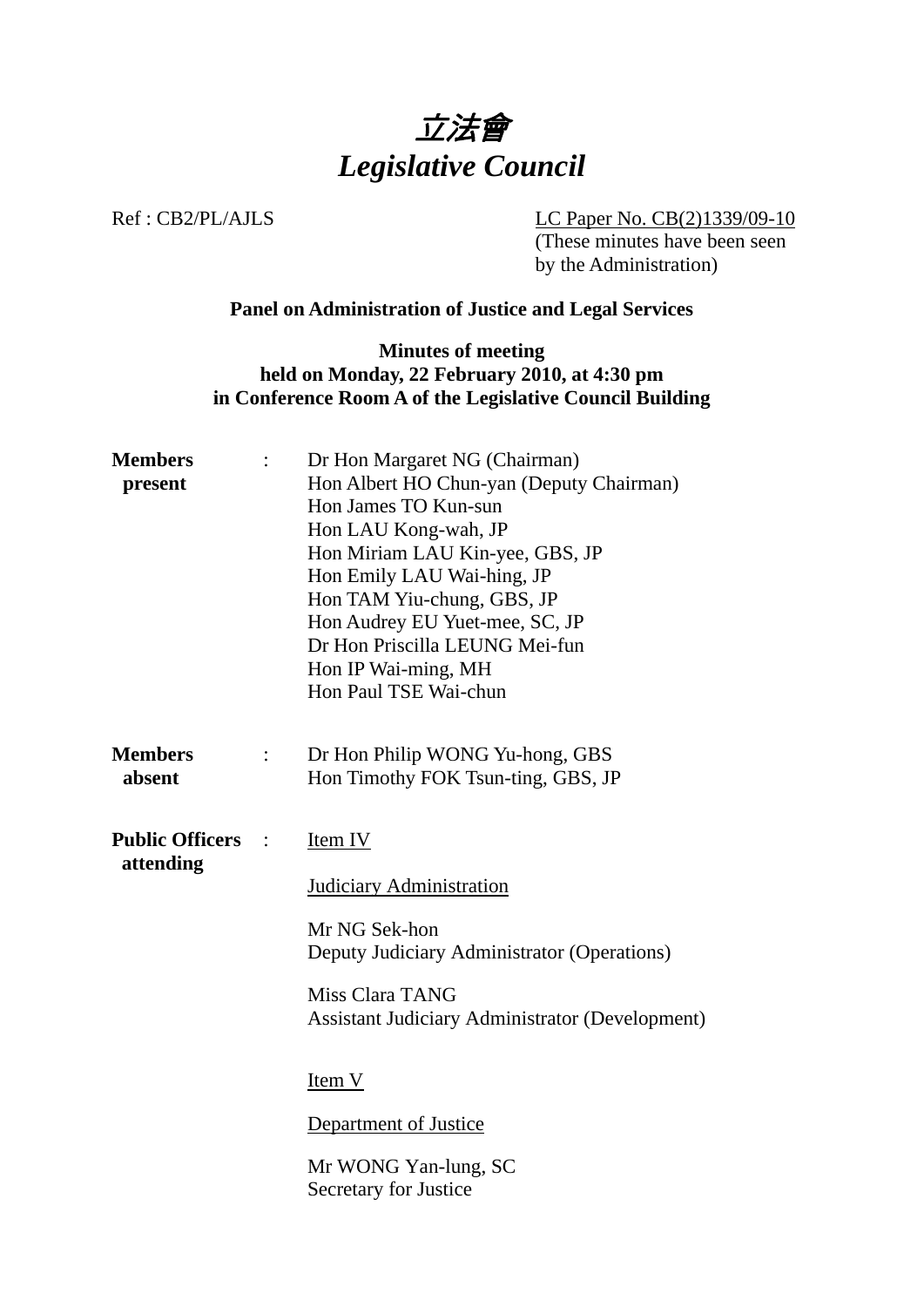# *立法會*
# *Legislative Council*

Ref : CB2/PL/AJLS

LC Paper No. CB(2)1339/09-10
(These minutes have been seen by the Administration)

**Panel on Administration of Justice and Legal Services**

**Minutes of meeting**
**held on Monday, 22 February 2010, at 4:30 pm**
**in Conference Room A of the Legislative Council Building**

**Members present** :
Dr Hon Margaret NG (Chairman)
Hon Albert HO Chun-yan (Deputy Chairman)
Hon James TO Kun-sun
Hon LAU Kong-wah, JP
Hon Miriam LAU Kin-yee, GBS, JP
Hon Emily LAU Wai-hing, JP
Hon TAM Yiu-chung, GBS, JP
Hon Audrey EU Yuet-mee, SC, JP
Dr Hon Priscilla LEUNG Mei-fun
Hon IP Wai-ming, MH
Hon Paul TSE Wai-chun

**Members absent** :
Dr Hon Philip WONG Yu-hong, GBS
Hon Timothy FOK Tsun-ting, GBS, JP

**Public Officers attending** :

Item IV

Judiciary Administration

Mr NG Sek-hon
Deputy Judiciary Administrator (Operations)

Miss Clara TANG
Assistant Judiciary Administrator (Development)

Item V

Department of Justice

Mr WONG Yan-lung, SC
Secretary for Justice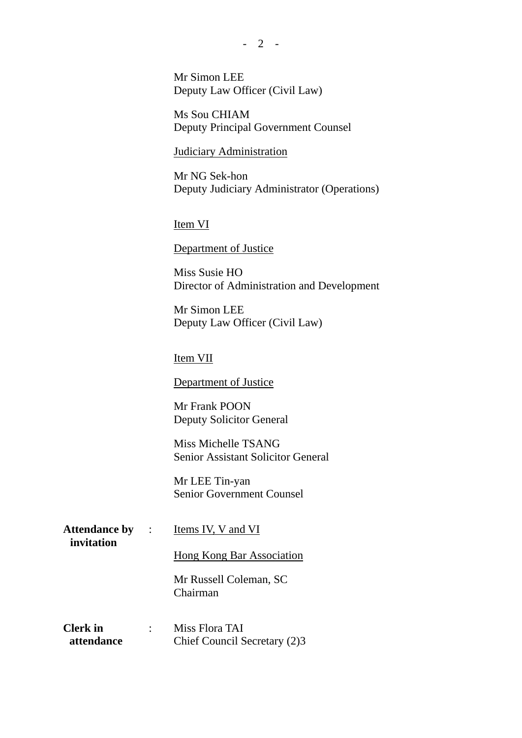Mr Simon LEE
Deputy Law Officer (Civil Law)

Ms Sou CHIAM
Deputy Principal Government Counsel

Judiciary Administration

Mr NG Sek-hon
Deputy Judiciary Administrator (Operations)

Item VI

Department of Justice

Miss Susie HO
Director of Administration and Development

Mr Simon LEE
Deputy Law Officer (Civil Law)

Item VII

Department of Justice

Mr Frank POON
Deputy Solicitor General

Miss Michelle TSANG
Senior Assistant Solicitor General

Mr LEE Tin-yan
Senior Government Counsel

**Attendance by invitation** : Items IV, V and VI

Hong Kong Bar Association

Mr Russell Coleman, SC
Chairman

**Clerk in attendance** : Miss Flora TAI
Chief Council Secretary (2)3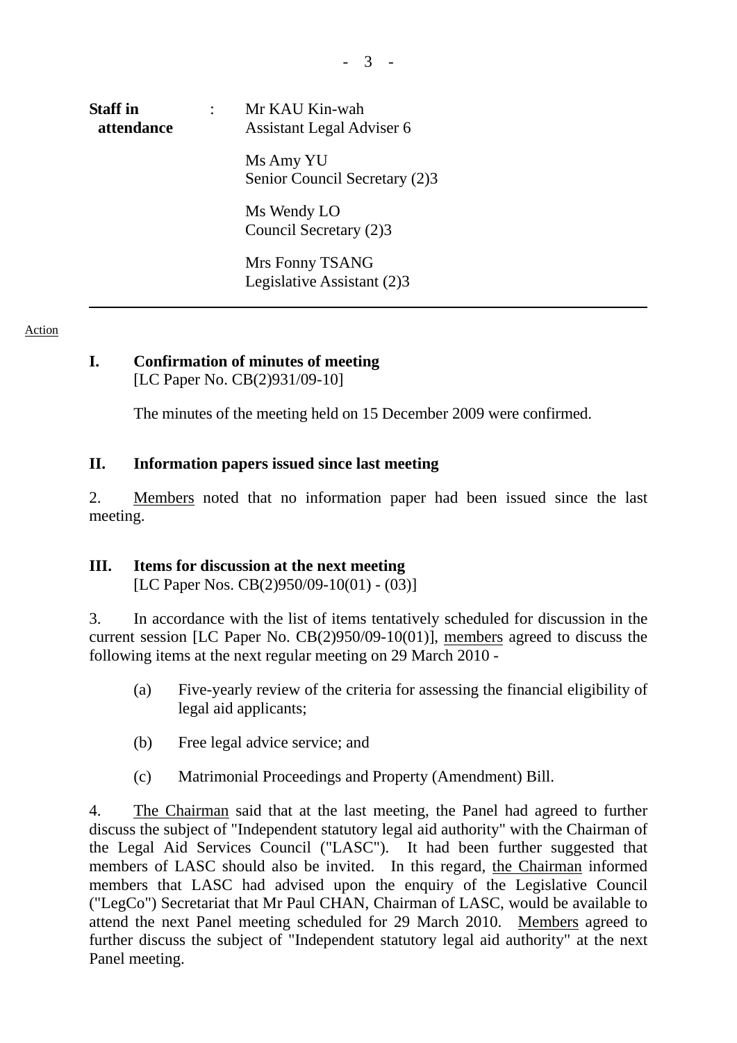**Staff in attendance** : Mr KAU Kin-wah
Assistant Legal Adviser 6

Ms Amy YU
Senior Council Secretary (2)3

Ms Wendy LO
Council Secretary (2)3

Mrs Fonny TSANG
Legislative Assistant (2)3

---

Action

**I. Confirmation of minutes of meeting**
[LC Paper No. CB(2)931/09-10]

The minutes of the meeting held on 15 December 2009 were confirmed.

**II. Information papers issued since last meeting**

2. Members noted that no information paper had been issued since the last meeting.

**III. Items for discussion at the next meeting**
[LC Paper Nos. CB(2)950/09-10(01) - (03)]

3. In accordance with the list of items tentatively scheduled for discussion in the current session [LC Paper No. CB(2)950/09-10(01)], members agreed to discuss the following items at the next regular meeting on 29 March 2010 -

(a) Five-yearly review of the criteria for assessing the financial eligibility of legal aid applicants;

(b) Free legal advice service; and

(c) Matrimonial Proceedings and Property (Amendment) Bill.

4. The Chairman said that at the last meeting, the Panel had agreed to further discuss the subject of "Independent statutory legal aid authority" with the Chairman of the Legal Aid Services Council ("LASC"). It had been further suggested that members of LASC should also be invited. In this regard, the Chairman informed members that LASC had advised upon the enquiry of the Legislative Council ("LegCo") Secretariat that Mr Paul CHAN, Chairman of LASC, would be available to attend the next Panel meeting scheduled for 29 March 2010. Members agreed to further discuss the subject of "Independent statutory legal aid authority" at the next Panel meeting.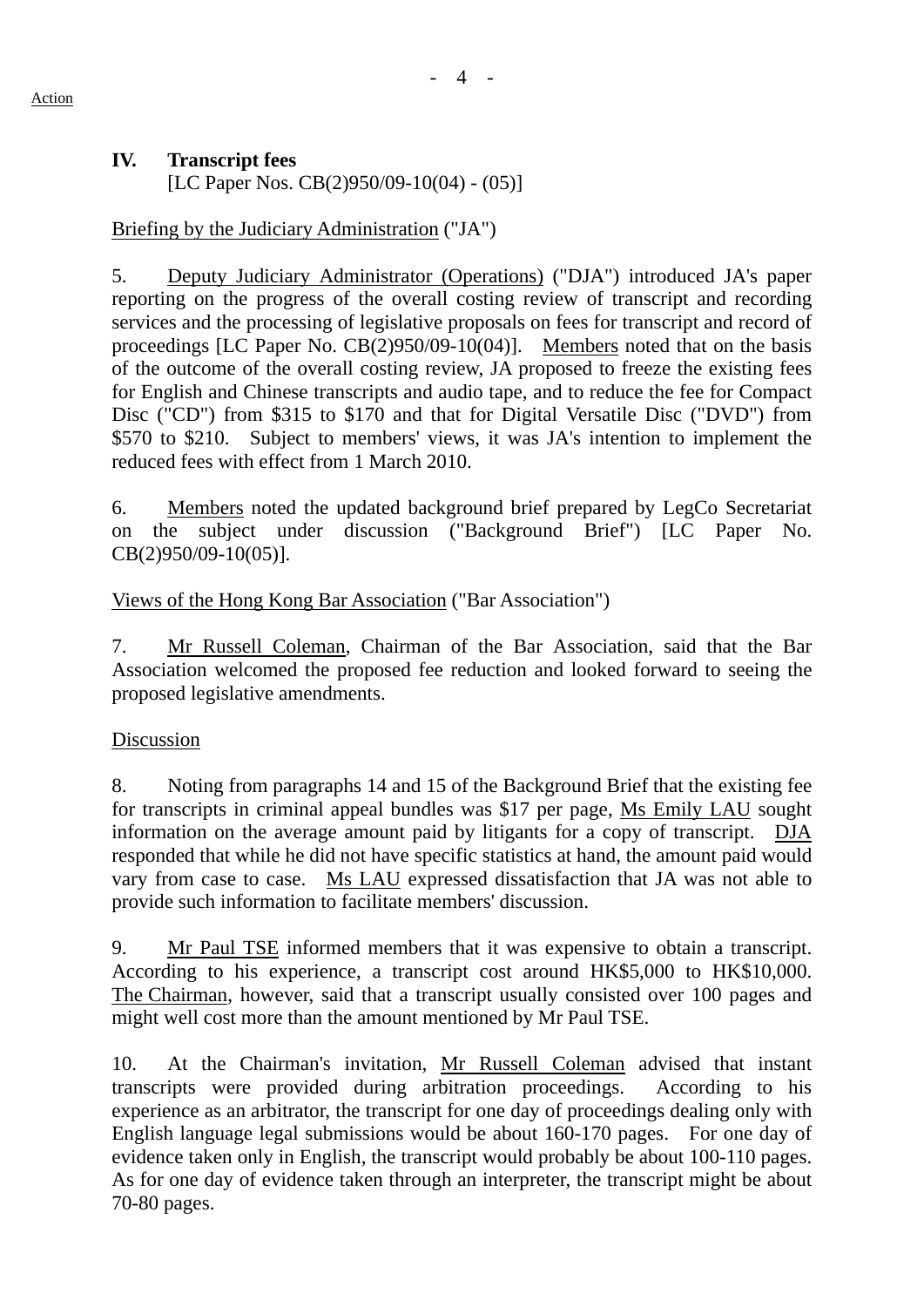Action

## IV. Transcript fees

[LC Paper Nos. CB(2)950/09-10(04) - (05)]

Briefing by the Judiciary Administration ("JA")

5. Deputy Judiciary Administrator (Operations) ("DJA") introduced JA's paper reporting on the progress of the overall costing review of transcript and recording services and the processing of legislative proposals on fees for transcript and record of proceedings [LC Paper No. CB(2)950/09-10(04)]. Members noted that on the basis of the outcome of the overall costing review, JA proposed to freeze the existing fees for English and Chinese transcripts and audio tape, and to reduce the fee for Compact Disc ("CD") from $315 to $170 and that for Digital Versatile Disc ("DVD") from $570 to $210. Subject to members' views, it was JA's intention to implement the reduced fees with effect from 1 March 2010.

6. Members noted the updated background brief prepared by LegCo Secretariat on the subject under discussion ("Background Brief") [LC Paper No. CB(2)950/09-10(05)].

Views of the Hong Kong Bar Association ("Bar Association")

7. Mr Russell Coleman, Chairman of the Bar Association, said that the Bar Association welcomed the proposed fee reduction and looked forward to seeing the proposed legislative amendments.

Discussion

8. Noting from paragraphs 14 and 15 of the Background Brief that the existing fee for transcripts in criminal appeal bundles was $17 per page, Ms Emily LAU sought information on the average amount paid by litigants for a copy of transcript. DJA responded that while he did not have specific statistics at hand, the amount paid would vary from case to case. Ms LAU expressed dissatisfaction that JA was not able to provide such information to facilitate members' discussion.

9. Mr Paul TSE informed members that it was expensive to obtain a transcript. According to his experience, a transcript cost around HK$5,000 to HK$10,000. The Chairman, however, said that a transcript usually consisted over 100 pages and might well cost more than the amount mentioned by Mr Paul TSE.

10. At the Chairman's invitation, Mr Russell Coleman advised that instant transcripts were provided during arbitration proceedings. According to his experience as an arbitrator, the transcript for one day of proceedings dealing only with English language legal submissions would be about 160-170 pages. For one day of evidence taken only in English, the transcript would probably be about 100-110 pages. As for one day of evidence taken through an interpreter, the transcript might be about 70-80 pages.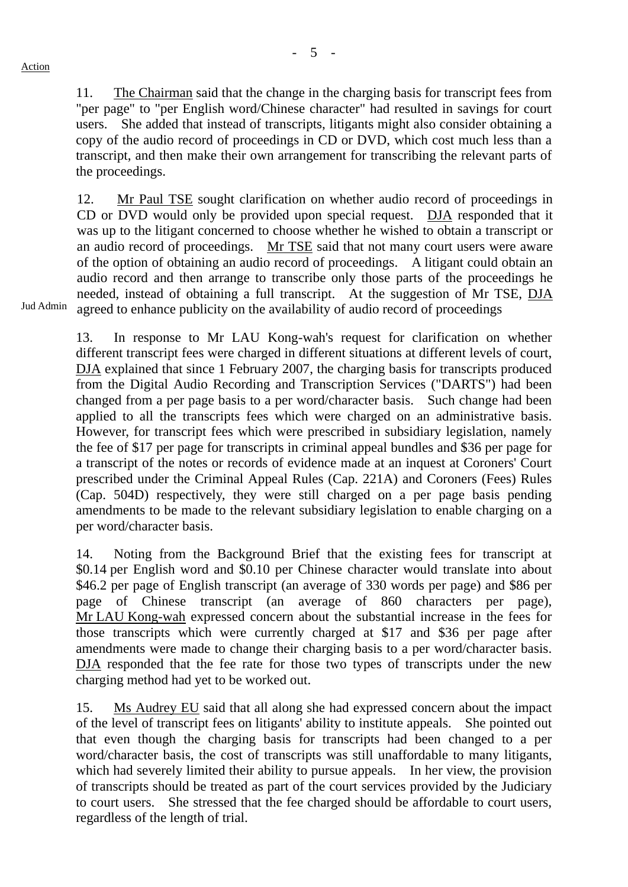Action

11. The Chairman said that the change in the charging basis for transcript fees from "per page" to "per English word/Chinese character" had resulted in savings for court users. She added that instead of transcripts, litigants might also consider obtaining a copy of the audio record of proceedings in CD or DVD, which cost much less than a transcript, and then make their own arrangement for transcribing the relevant parts of the proceedings.

12. Mr Paul TSE sought clarification on whether audio record of proceedings in CD or DVD would only be provided upon special request. DJA responded that it was up to the litigant concerned to choose whether he wished to obtain a transcript or an audio record of proceedings. Mr TSE said that not many court users were aware of the option of obtaining an audio record of proceedings. A litigant could obtain an audio record and then arrange to transcribe only those parts of the proceedings he needed, instead of obtaining a full transcript. At the suggestion of Mr TSE, DJA agreed to enhance publicity on the availability of audio record of proceedings

Jud Admin

13. In response to Mr LAU Kong-wah's request for clarification on whether different transcript fees were charged in different situations at different levels of court, DJA explained that since 1 February 2007, the charging basis for transcripts produced from the Digital Audio Recording and Transcription Services ("DARTS") had been changed from a per page basis to a per word/character basis. Such change had been applied to all the transcripts fees which were charged on an administrative basis. However, for transcript fees which were prescribed in subsidiary legislation, namely the fee of $17 per page for transcripts in criminal appeal bundles and $36 per page for a transcript of the notes or records of evidence made at an inquest at Coroners' Court prescribed under the Criminal Appeal Rules (Cap. 221A) and Coroners (Fees) Rules (Cap. 504D) respectively, they were still charged on a per page basis pending amendments to be made to the relevant subsidiary legislation to enable charging on a per word/character basis.

14. Noting from the Background Brief that the existing fees for transcript at $0.14 per English word and $0.10 per Chinese character would translate into about $46.2 per page of English transcript (an average of 330 words per page) and $86 per page of Chinese transcript (an average of 860 characters per page), Mr LAU Kong-wah expressed concern about the substantial increase in the fees for those transcripts which were currently charged at $17 and $36 per page after amendments were made to change their charging basis to a per word/character basis. DJA responded that the fee rate for those two types of transcripts under the new charging method had yet to be worked out.

15. Ms Audrey EU said that all along she had expressed concern about the impact of the level of transcript fees on litigants' ability to institute appeals. She pointed out that even though the charging basis for transcripts had been changed to a per word/character basis, the cost of transcripts was still unaffordable to many litigants, which had severely limited their ability to pursue appeals. In her view, the provision of transcripts should be treated as part of the court services provided by the Judiciary to court users. She stressed that the fee charged should be affordable to court users, regardless of the length of trial.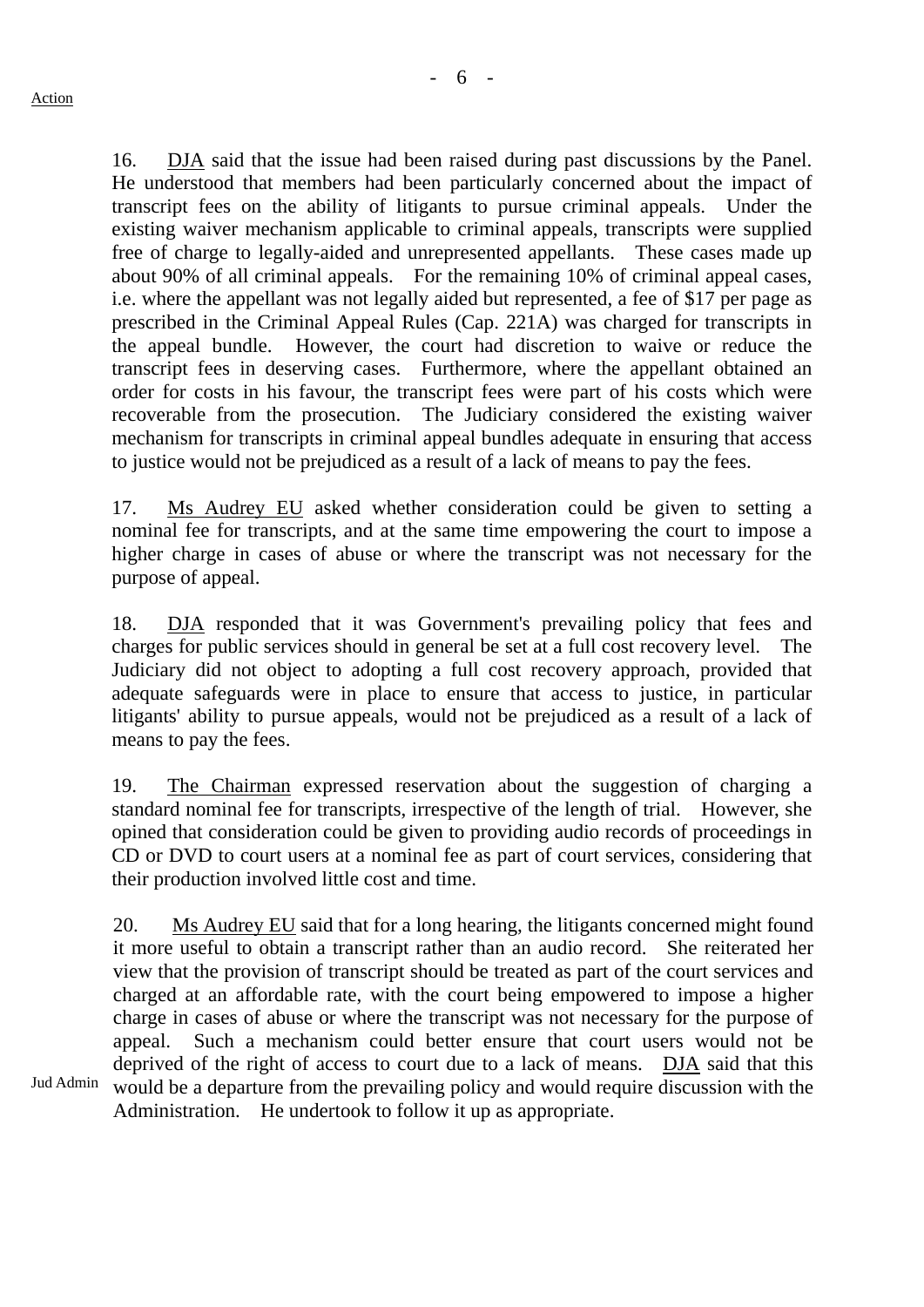Action

16. DJA said that the issue had been raised during past discussions by the Panel. He understood that members had been particularly concerned about the impact of transcript fees on the ability of litigants to pursue criminal appeals. Under the existing waiver mechanism applicable to criminal appeals, transcripts were supplied free of charge to legally-aided and unrepresented appellants. These cases made up about 90% of all criminal appeals. For the remaining 10% of criminal appeal cases, i.e. where the appellant was not legally aided but represented, a fee of $17 per page as prescribed in the Criminal Appeal Rules (Cap. 221A) was charged for transcripts in the appeal bundle. However, the court had discretion to waive or reduce the transcript fees in deserving cases. Furthermore, where the appellant obtained an order for costs in his favour, the transcript fees were part of his costs which were recoverable from the prosecution. The Judiciary considered the existing waiver mechanism for transcripts in criminal appeal bundles adequate in ensuring that access to justice would not be prejudiced as a result of a lack of means to pay the fees.

17. Ms Audrey EU asked whether consideration could be given to setting a nominal fee for transcripts, and at the same time empowering the court to impose a higher charge in cases of abuse or where the transcript was not necessary for the purpose of appeal.

18. DJA responded that it was Government's prevailing policy that fees and charges for public services should in general be set at a full cost recovery level. The Judiciary did not object to adopting a full cost recovery approach, provided that adequate safeguards were in place to ensure that access to justice, in particular litigants' ability to pursue appeals, would not be prejudiced as a result of a lack of means to pay the fees.

19. The Chairman expressed reservation about the suggestion of charging a standard nominal fee for transcripts, irrespective of the length of trial. However, she opined that consideration could be given to providing audio records of proceedings in CD or DVD to court users at a nominal fee as part of court services, considering that their production involved little cost and time.

20. Ms Audrey EU said that for a long hearing, the litigants concerned might found it more useful to obtain a transcript rather than an audio record. She reiterated her view that the provision of transcript should be treated as part of the court services and charged at an affordable rate, with the court being empowered to impose a higher charge in cases of abuse or where the transcript was not necessary for the purpose of appeal. Such a mechanism could better ensure that court users would not be deprived of the right of access to court due to a lack of means. DJA said that this would be a departure from the prevailing policy and would require discussion with the Administration. He undertook to follow it up as appropriate.

Jud Admin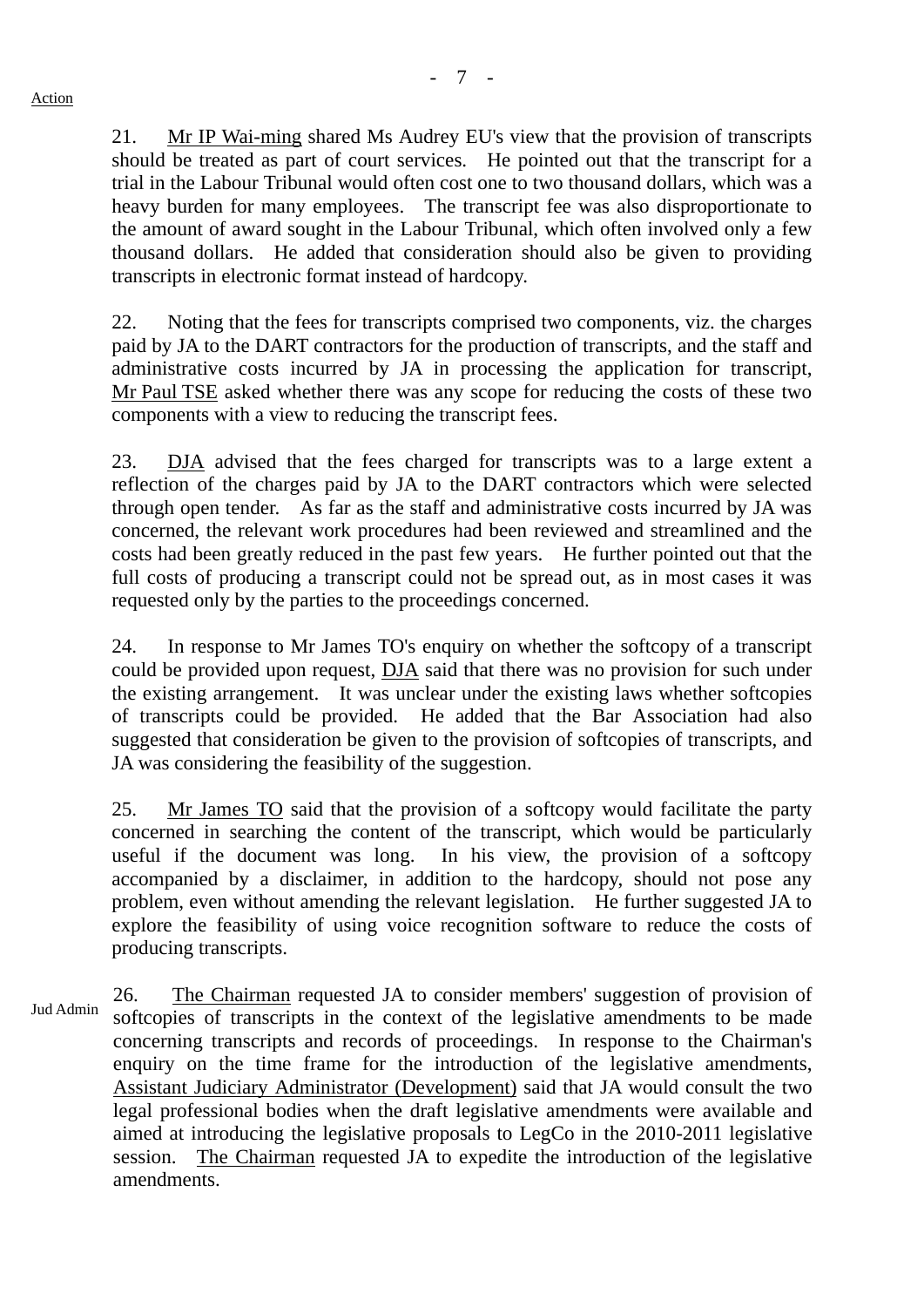Action

21. Mr IP Wai-ming shared Ms Audrey EU's view that the provision of transcripts should be treated as part of court services. He pointed out that the transcript for a trial in the Labour Tribunal would often cost one to two thousand dollars, which was a heavy burden for many employees. The transcript fee was also disproportionate to the amount of award sought in the Labour Tribunal, which often involved only a few thousand dollars. He added that consideration should also be given to providing transcripts in electronic format instead of hardcopy.

22. Noting that the fees for transcripts comprised two components, viz. the charges paid by JA to the DART contractors for the production of transcripts, and the staff and administrative costs incurred by JA in processing the application for transcript, Mr Paul TSE asked whether there was any scope for reducing the costs of these two components with a view to reducing the transcript fees.

23. DJA advised that the fees charged for transcripts was to a large extent a reflection of the charges paid by JA to the DART contractors which were selected through open tender. As far as the staff and administrative costs incurred by JA was concerned, the relevant work procedures had been reviewed and streamlined and the costs had been greatly reduced in the past few years. He further pointed out that the full costs of producing a transcript could not be spread out, as in most cases it was requested only by the parties to the proceedings concerned.

24. In response to Mr James TO's enquiry on whether the softcopy of a transcript could be provided upon request, DJA said that there was no provision for such under the existing arrangement. It was unclear under the existing laws whether softcopies of transcripts could be provided. He added that the Bar Association had also suggested that consideration be given to the provision of softcopies of transcripts, and JA was considering the feasibility of the suggestion.

25. Mr James TO said that the provision of a softcopy would facilitate the party concerned in searching the content of the transcript, which would be particularly useful if the document was long. In his view, the provision of a softcopy accompanied by a disclaimer, in addition to the hardcopy, should not pose any problem, even without amending the relevant legislation. He further suggested JA to explore the feasibility of using voice recognition software to reduce the costs of producing transcripts.

Jud Admin

26. The Chairman requested JA to consider members' suggestion of provision of softcopies of transcripts in the context of the legislative amendments to be made concerning transcripts and records of proceedings. In response to the Chairman's enquiry on the time frame for the introduction of the legislative amendments, Assistant Judiciary Administrator (Development) said that JA would consult the two legal professional bodies when the draft legislative amendments were available and aimed at introducing the legislative proposals to LegCo in the 2010-2011 legislative session. The Chairman requested JA to expedite the introduction of the legislative amendments.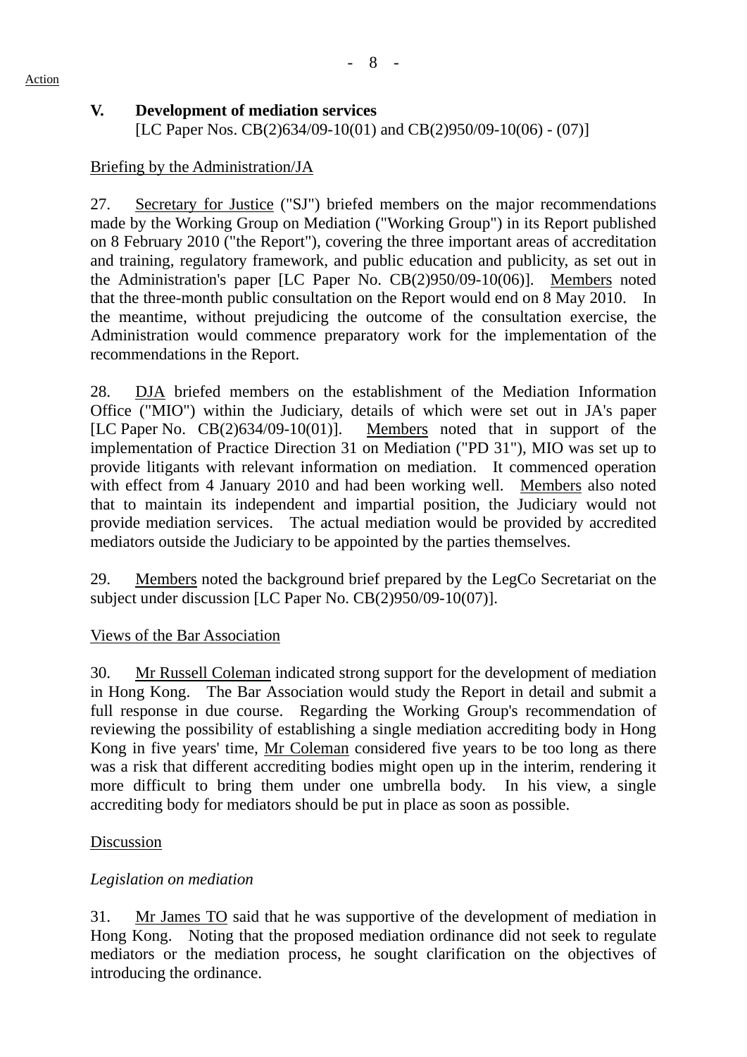Action

## V. Development of mediation services

[LC Paper Nos. CB(2)634/09-10(01) and CB(2)950/09-10(06) - (07)]

Briefing by the Administration/JA

27. Secretary for Justice ("SJ") briefed members on the major recommendations made by the Working Group on Mediation ("Working Group") in its Report published on 8 February 2010 ("the Report"), covering the three important areas of accreditation and training, regulatory framework, and public education and publicity, as set out in the Administration's paper [LC Paper No. CB(2)950/09-10(06)]. Members noted that the three-month public consultation on the Report would end on 8 May 2010. In the meantime, without prejudicing the outcome of the consultation exercise, the Administration would commence preparatory work for the implementation of the recommendations in the Report.

28. DJA briefed members on the establishment of the Mediation Information Office ("MIO") within the Judiciary, details of which were set out in JA's paper [LC Paper No. CB(2)634/09-10(01)]. Members noted that in support of the implementation of Practice Direction 31 on Mediation ("PD 31"), MIO was set up to provide litigants with relevant information on mediation. It commenced operation with effect from 4 January 2010 and had been working well. Members also noted that to maintain its independent and impartial position, the Judiciary would not provide mediation services. The actual mediation would be provided by accredited mediators outside the Judiciary to be appointed by the parties themselves.

29. Members noted the background brief prepared by the LegCo Secretariat on the subject under discussion [LC Paper No. CB(2)950/09-10(07)].

Views of the Bar Association

30. Mr Russell Coleman indicated strong support for the development of mediation in Hong Kong. The Bar Association would study the Report in detail and submit a full response in due course. Regarding the Working Group's recommendation of reviewing the possibility of establishing a single mediation accrediting body in Hong Kong in five years' time, Mr Coleman considered five years to be too long as there was a risk that different accrediting bodies might open up in the interim, rendering it more difficult to bring them under one umbrella body. In his view, a single accrediting body for mediators should be put in place as soon as possible.

Discussion

*Legislation on mediation*

31. Mr James TO said that he was supportive of the development of mediation in Hong Kong. Noting that the proposed mediation ordinance did not seek to regulate mediators or the mediation process, he sought clarification on the objectives of introducing the ordinance.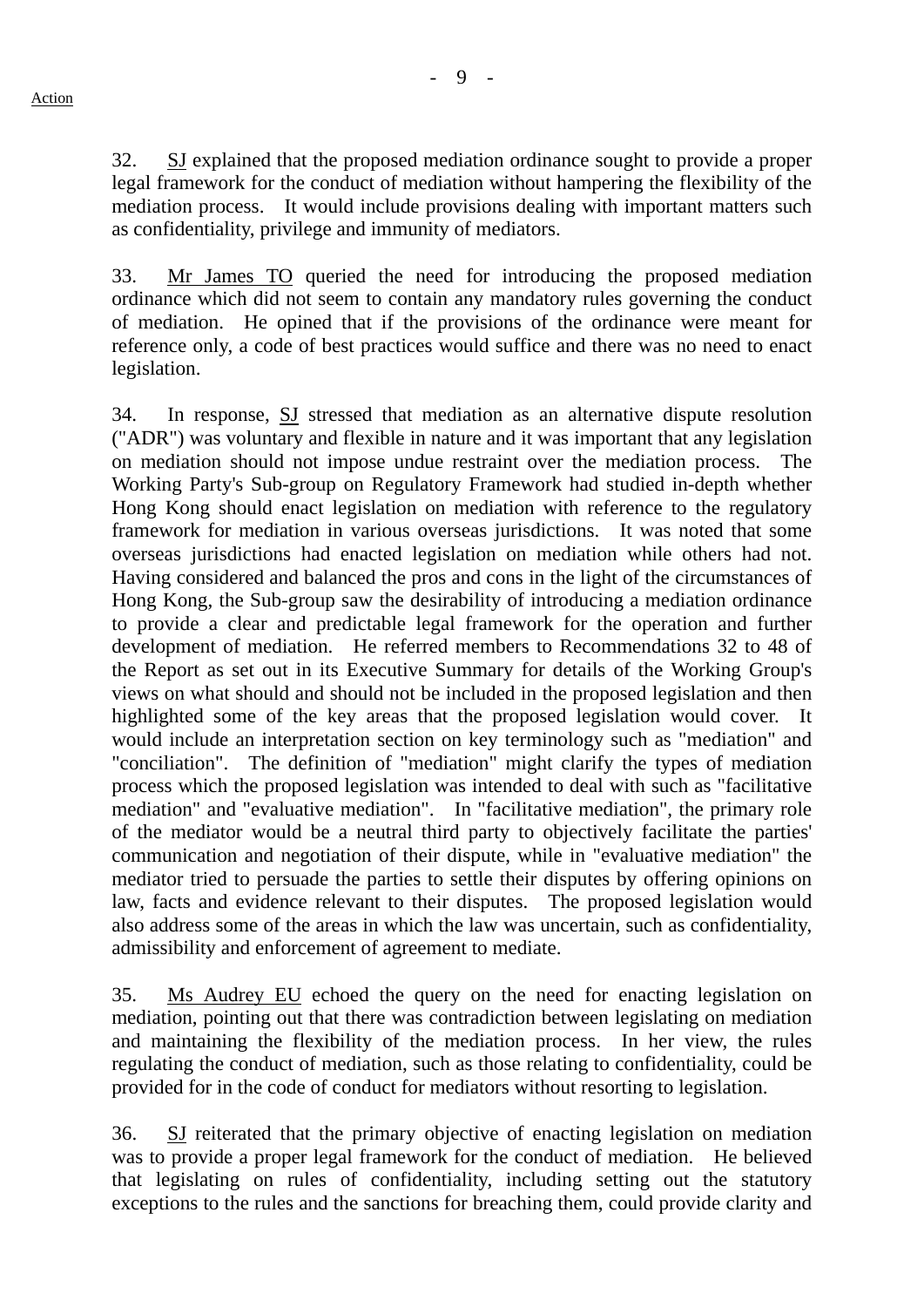Action

32. SJ explained that the proposed mediation ordinance sought to provide a proper legal framework for the conduct of mediation without hampering the flexibility of the mediation process. It would include provisions dealing with important matters such as confidentiality, privilege and immunity of mediators.

33. Mr James TO queried the need for introducing the proposed mediation ordinance which did not seem to contain any mandatory rules governing the conduct of mediation. He opined that if the provisions of the ordinance were meant for reference only, a code of best practices would suffice and there was no need to enact legislation.

34. In response, SJ stressed that mediation as an alternative dispute resolution ("ADR") was voluntary and flexible in nature and it was important that any legislation on mediation should not impose undue restraint over the mediation process. The Working Party's Sub-group on Regulatory Framework had studied in-depth whether Hong Kong should enact legislation on mediation with reference to the regulatory framework for mediation in various overseas jurisdictions. It was noted that some overseas jurisdictions had enacted legislation on mediation while others had not. Having considered and balanced the pros and cons in the light of the circumstances of Hong Kong, the Sub-group saw the desirability of introducing a mediation ordinance to provide a clear and predictable legal framework for the operation and further development of mediation. He referred members to Recommendations 32 to 48 of the Report as set out in its Executive Summary for details of the Working Group's views on what should and should not be included in the proposed legislation and then highlighted some of the key areas that the proposed legislation would cover. It would include an interpretation section on key terminology such as "mediation" and "conciliation". The definition of "mediation" might clarify the types of mediation process which the proposed legislation was intended to deal with such as "facilitative mediation" and "evaluative mediation". In "facilitative mediation", the primary role of the mediator would be a neutral third party to objectively facilitate the parties' communication and negotiation of their dispute, while in "evaluative mediation" the mediator tried to persuade the parties to settle their disputes by offering opinions on law, facts and evidence relevant to their disputes. The proposed legislation would also address some of the areas in which the law was uncertain, such as confidentiality, admissibility and enforcement of agreement to mediate.

35. Ms Audrey EU echoed the query on the need for enacting legislation on mediation, pointing out that there was contradiction between legislating on mediation and maintaining the flexibility of the mediation process. In her view, the rules regulating the conduct of mediation, such as those relating to confidentiality, could be provided for in the code of conduct for mediators without resorting to legislation.

36. SJ reiterated that the primary objective of enacting legislation on mediation was to provide a proper legal framework for the conduct of mediation. He believed that legislating on rules of confidentiality, including setting out the statutory exceptions to the rules and the sanctions for breaching them, could provide clarity and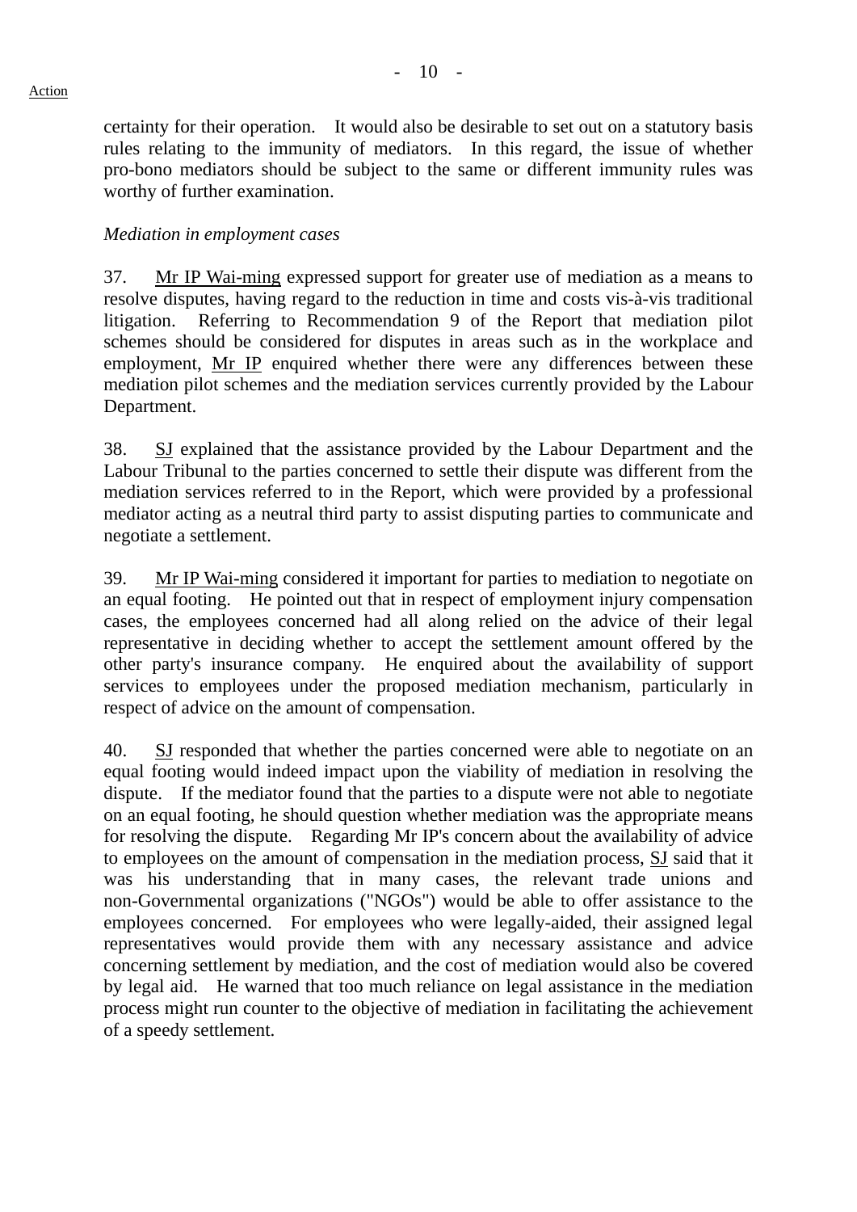certainty for their operation. It would also be desirable to set out on a statutory basis rules relating to the immunity of mediators. In this regard, the issue of whether pro-bono mediators should be subject to the same or different immunity rules was worthy of further examination.

*Mediation in employment cases*

37. Mr IP Wai-ming expressed support for greater use of mediation as a means to resolve disputes, having regard to the reduction in time and costs vis-à-vis traditional litigation. Referring to Recommendation 9 of the Report that mediation pilot schemes should be considered for disputes in areas such as in the workplace and employment, Mr IP enquired whether there were any differences between these mediation pilot schemes and the mediation services currently provided by the Labour Department.

38. SJ explained that the assistance provided by the Labour Department and the Labour Tribunal to the parties concerned to settle their dispute was different from the mediation services referred to in the Report, which were provided by a professional mediator acting as a neutral third party to assist disputing parties to communicate and negotiate a settlement.

39. Mr IP Wai-ming considered it important for parties to mediation to negotiate on an equal footing. He pointed out that in respect of employment injury compensation cases, the employees concerned had all along relied on the advice of their legal representative in deciding whether to accept the settlement amount offered by the other party's insurance company. He enquired about the availability of support services to employees under the proposed mediation mechanism, particularly in respect of advice on the amount of compensation.

40. SJ responded that whether the parties concerned were able to negotiate on an equal footing would indeed impact upon the viability of mediation in resolving the dispute. If the mediator found that the parties to a dispute were not able to negotiate on an equal footing, he should question whether mediation was the appropriate means for resolving the dispute. Regarding Mr IP's concern about the availability of advice to employees on the amount of compensation in the mediation process, SJ said that it was his understanding that in many cases, the relevant trade unions and non-Governmental organizations ("NGOs") would be able to offer assistance to the employees concerned. For employees who were legally-aided, their assigned legal representatives would provide them with any necessary assistance and advice concerning settlement by mediation, and the cost of mediation would also be covered by legal aid. He warned that too much reliance on legal assistance in the mediation process might run counter to the objective of mediation in facilitating the achievement of a speedy settlement.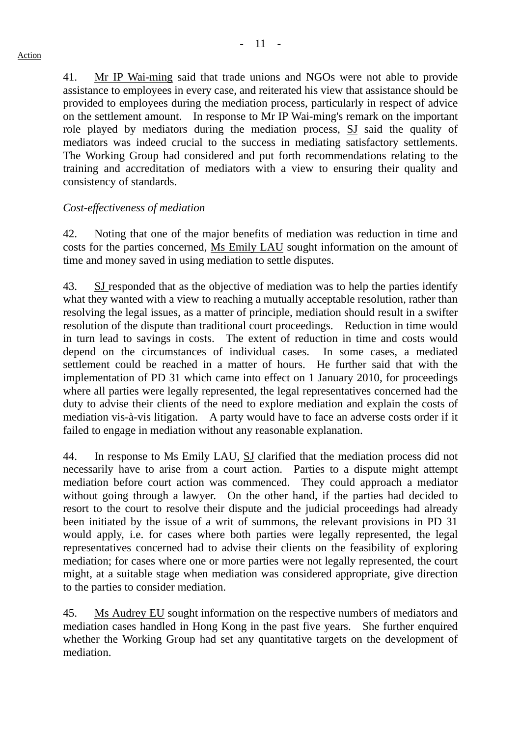41. Mr IP Wai-ming said that trade unions and NGOs were not able to provide assistance to employees in every case, and reiterated his view that assistance should be provided to employees during the mediation process, particularly in respect of advice on the settlement amount. In response to Mr IP Wai-ming's remark on the important role played by mediators during the mediation process, SJ said the quality of mediators was indeed crucial to the success in mediating satisfactory settlements. The Working Group had considered and put forth recommendations relating to the training and accreditation of mediators with a view to ensuring their quality and consistency of standards.

*Cost-effectiveness of mediation*

42. Noting that one of the major benefits of mediation was reduction in time and costs for the parties concerned, Ms Emily LAU sought information on the amount of time and money saved in using mediation to settle disputes.

43. SJ responded that as the objective of mediation was to help the parties identify what they wanted with a view to reaching a mutually acceptable resolution, rather than resolving the legal issues, as a matter of principle, mediation should result in a swifter resolution of the dispute than traditional court proceedings. Reduction in time would in turn lead to savings in costs. The extent of reduction in time and costs would depend on the circumstances of individual cases. In some cases, a mediated settlement could be reached in a matter of hours. He further said that with the implementation of PD 31 which came into effect on 1 January 2010, for proceedings where all parties were legally represented, the legal representatives concerned had the duty to advise their clients of the need to explore mediation and explain the costs of mediation vis-à-vis litigation. A party would have to face an adverse costs order if it failed to engage in mediation without any reasonable explanation.

44. In response to Ms Emily LAU, SJ clarified that the mediation process did not necessarily have to arise from a court action. Parties to a dispute might attempt mediation before court action was commenced. They could approach a mediator without going through a lawyer. On the other hand, if the parties had decided to resort to the court to resolve their dispute and the judicial proceedings had already been initiated by the issue of a writ of summons, the relevant provisions in PD 31 would apply, i.e. for cases where both parties were legally represented, the legal representatives concerned had to advise their clients on the feasibility of exploring mediation; for cases where one or more parties were not legally represented, the court might, at a suitable stage when mediation was considered appropriate, give direction to the parties to consider mediation.

45. Ms Audrey EU sought information on the respective numbers of mediators and mediation cases handled in Hong Kong in the past five years. She further enquired whether the Working Group had set any quantitative targets on the development of mediation.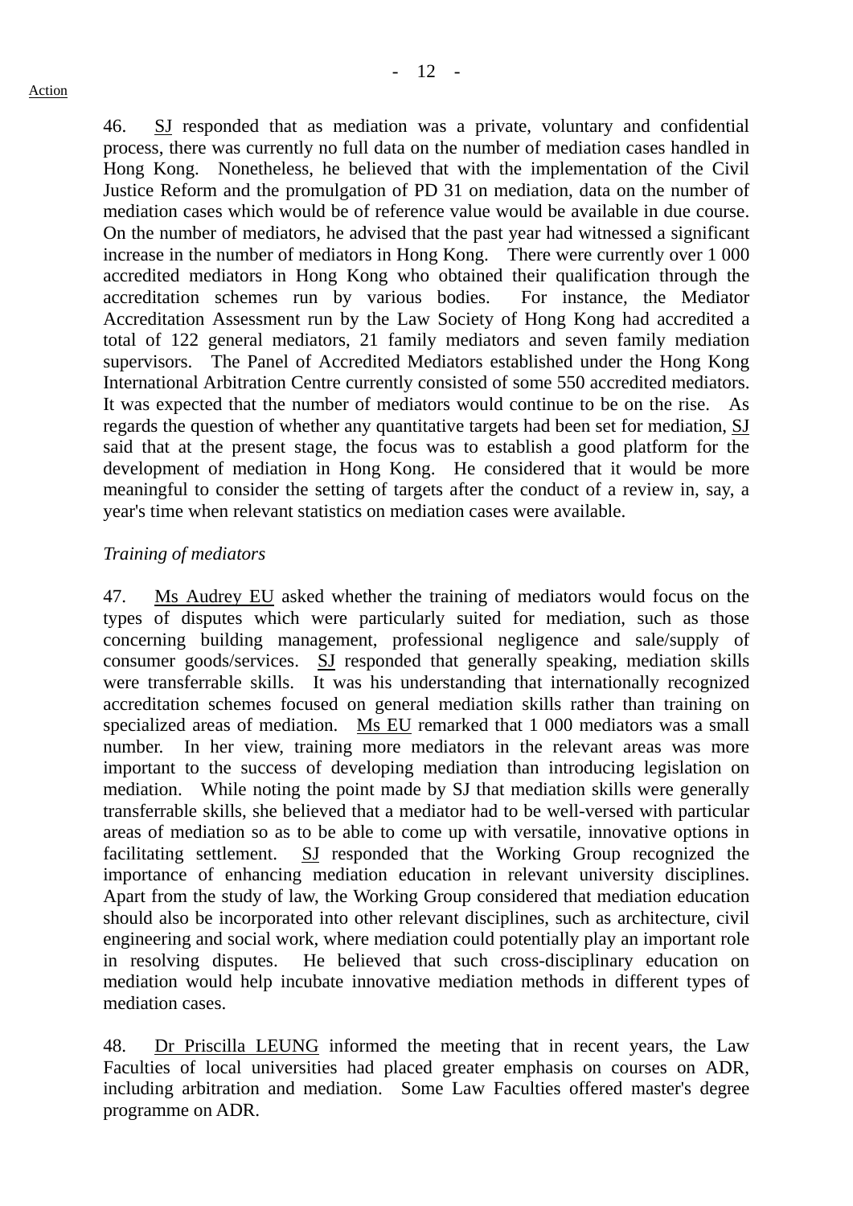46. SJ responded that as mediation was a private, voluntary and confidential process, there was currently no full data on the number of mediation cases handled in Hong Kong. Nonetheless, he believed that with the implementation of the Civil Justice Reform and the promulgation of PD 31 on mediation, data on the number of mediation cases which would be of reference value would be available in due course. On the number of mediators, he advised that the past year had witnessed a significant increase in the number of mediators in Hong Kong. There were currently over 1 000 accredited mediators in Hong Kong who obtained their qualification through the accreditation schemes run by various bodies. For instance, the Mediator Accreditation Assessment run by the Law Society of Hong Kong had accredited a total of 122 general mediators, 21 family mediators and seven family mediation supervisors. The Panel of Accredited Mediators established under the Hong Kong International Arbitration Centre currently consisted of some 550 accredited mediators. It was expected that the number of mediators would continue to be on the rise. As regards the question of whether any quantitative targets had been set for mediation, SJ said that at the present stage, the focus was to establish a good platform for the development of mediation in Hong Kong. He considered that it would be more meaningful to consider the setting of targets after the conduct of a review in, say, a year's time when relevant statistics on mediation cases were available.

*Training of mediators*

47. Ms Audrey EU asked whether the training of mediators would focus on the types of disputes which were particularly suited for mediation, such as those concerning building management, professional negligence and sale/supply of consumer goods/services. SJ responded that generally speaking, mediation skills were transferrable skills. It was his understanding that internationally recognized accreditation schemes focused on general mediation skills rather than training on specialized areas of mediation. Ms EU remarked that 1 000 mediators was a small number. In her view, training more mediators in the relevant areas was more important to the success of developing mediation than introducing legislation on mediation. While noting the point made by SJ that mediation skills were generally transferrable skills, she believed that a mediator had to be well-versed with particular areas of mediation so as to be able to come up with versatile, innovative options in facilitating settlement. SJ responded that the Working Group recognized the importance of enhancing mediation education in relevant university disciplines. Apart from the study of law, the Working Group considered that mediation education should also be incorporated into other relevant disciplines, such as architecture, civil engineering and social work, where mediation could potentially play an important role in resolving disputes. He believed that such cross-disciplinary education on mediation would help incubate innovative mediation methods in different types of mediation cases.

48. Dr Priscilla LEUNG informed the meeting that in recent years, the Law Faculties of local universities had placed greater emphasis on courses on ADR, including arbitration and mediation. Some Law Faculties offered master's degree programme on ADR.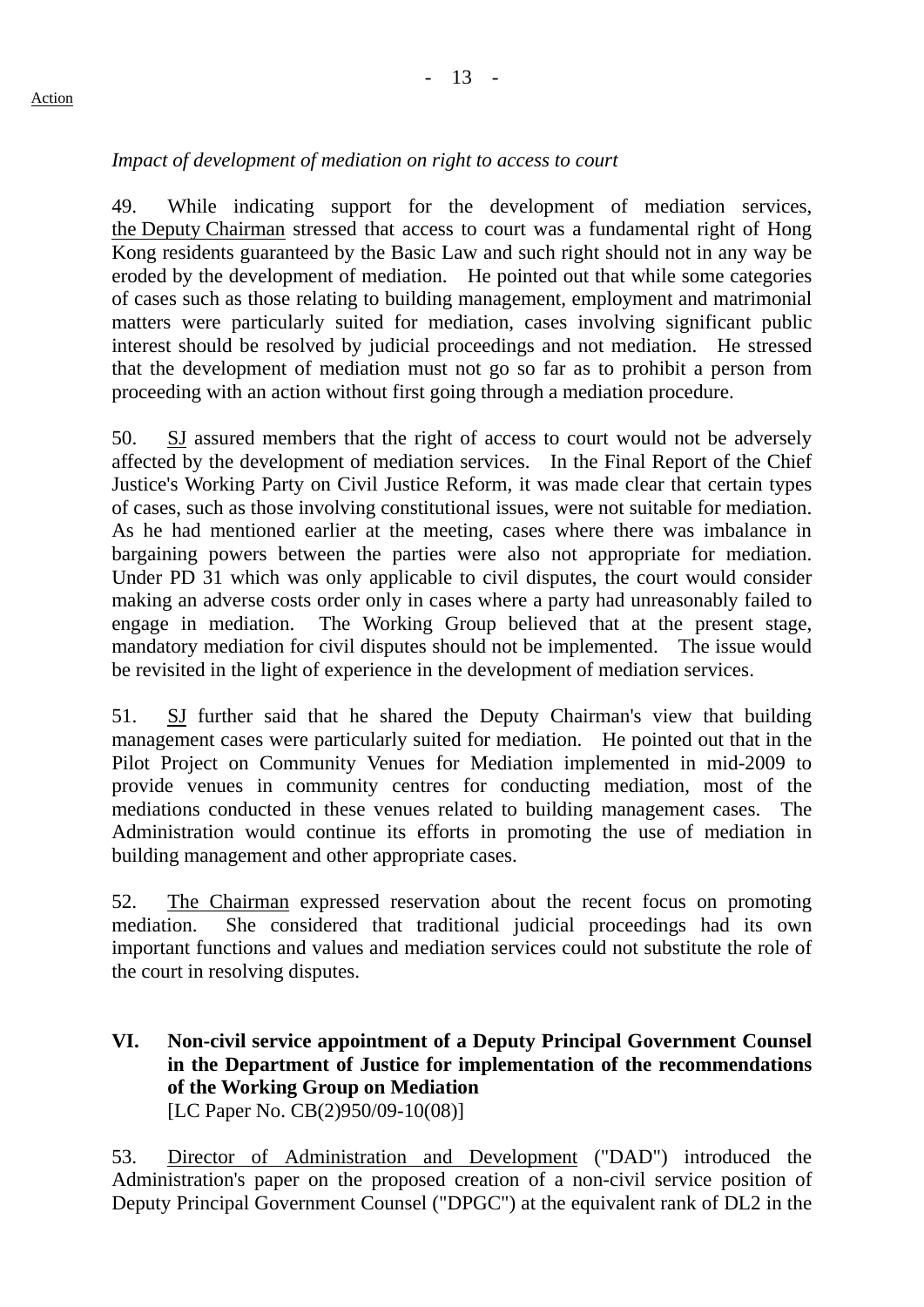*Impact of development of mediation on right to access to court*

49. While indicating support for the development of mediation services, the Deputy Chairman stressed that access to court was a fundamental right of Hong Kong residents guaranteed by the Basic Law and such right should not in any way be eroded by the development of mediation. He pointed out that while some categories of cases such as those relating to building management, employment and matrimonial matters were particularly suited for mediation, cases involving significant public interest should be resolved by judicial proceedings and not mediation. He stressed that the development of mediation must not go so far as to prohibit a person from proceeding with an action without first going through a mediation procedure.

50. SJ assured members that the right of access to court would not be adversely affected by the development of mediation services. In the Final Report of the Chief Justice's Working Party on Civil Justice Reform, it was made clear that certain types of cases, such as those involving constitutional issues, were not suitable for mediation. As he had mentioned earlier at the meeting, cases where there was imbalance in bargaining powers between the parties were also not appropriate for mediation. Under PD 31 which was only applicable to civil disputes, the court would consider making an adverse costs order only in cases where a party had unreasonably failed to engage in mediation. The Working Group believed that at the present stage, mandatory mediation for civil disputes should not be implemented. The issue would be revisited in the light of experience in the development of mediation services.

51. SJ further said that he shared the Deputy Chairman's view that building management cases were particularly suited for mediation. He pointed out that in the Pilot Project on Community Venues for Mediation implemented in mid-2009 to provide venues in community centres for conducting mediation, most of the mediations conducted in these venues related to building management cases. The Administration would continue its efforts in promoting the use of mediation in building management and other appropriate cases.

52. The Chairman expressed reservation about the recent focus on promoting mediation. She considered that traditional judicial proceedings had its own important functions and values and mediation services could not substitute the role of the court in resolving disputes.

## VI. Non-civil service appointment of a Deputy Principal Government Counsel in the Department of Justice for implementation of the recommendations of the Working Group on Mediation

[LC Paper No. CB(2)950/09-10(08)]

53. Director of Administration and Development ("DAD") introduced the Administration's paper on the proposed creation of a non-civil service position of Deputy Principal Government Counsel ("DPGC") at the equivalent rank of DL2 in the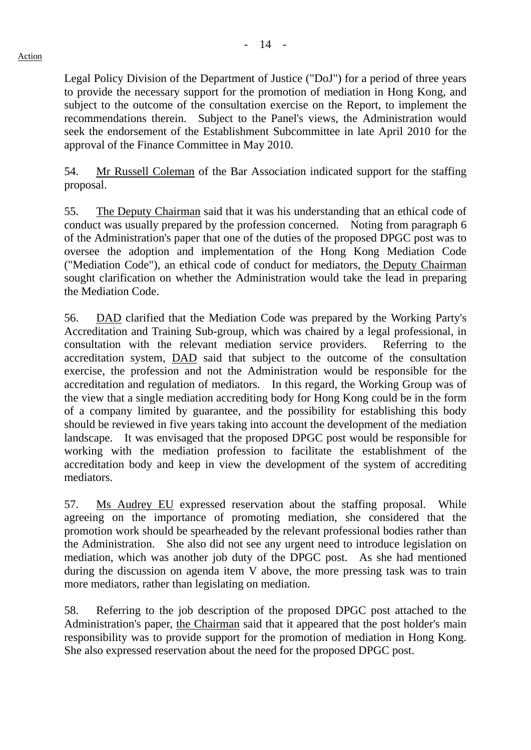Legal Policy Division of the Department of Justice ("DoJ") for a period of three years to provide the necessary support for the promotion of mediation in Hong Kong, and subject to the outcome of the consultation exercise on the Report, to implement the recommendations therein. Subject to the Panel's views, the Administration would seek the endorsement of the Establishment Subcommittee in late April 2010 for the approval of the Finance Committee in May 2010.

54. Mr Russell Coleman of the Bar Association indicated support for the staffing proposal.

55. The Deputy Chairman said that it was his understanding that an ethical code of conduct was usually prepared by the profession concerned. Noting from paragraph 6 of the Administration's paper that one of the duties of the proposed DPGC post was to oversee the adoption and implementation of the Hong Kong Mediation Code ("Mediation Code"), an ethical code of conduct for mediators, the Deputy Chairman sought clarification on whether the Administration would take the lead in preparing the Mediation Code.

56. DAD clarified that the Mediation Code was prepared by the Working Party's Accreditation and Training Sub-group, which was chaired by a legal professional, in consultation with the relevant mediation service providers. Referring to the accreditation system, DAD said that subject to the outcome of the consultation exercise, the profession and not the Administration would be responsible for the accreditation and regulation of mediators. In this regard, the Working Group was of the view that a single mediation accrediting body for Hong Kong could be in the form of a company limited by guarantee, and the possibility for establishing this body should be reviewed in five years taking into account the development of the mediation landscape. It was envisaged that the proposed DPGC post would be responsible for working with the mediation profession to facilitate the establishment of the accreditation body and keep in view the development of the system of accrediting mediators.

57. Ms Audrey EU expressed reservation about the staffing proposal. While agreeing on the importance of promoting mediation, she considered that the promotion work should be spearheaded by the relevant professional bodies rather than the Administration. She also did not see any urgent need to introduce legislation on mediation, which was another job duty of the DPGC post. As she had mentioned during the discussion on agenda item V above, the more pressing task was to train more mediators, rather than legislating on mediation.

58. Referring to the job description of the proposed DPGC post attached to the Administration's paper, the Chairman said that it appeared that the post holder's main responsibility was to provide support for the promotion of mediation in Hong Kong. She also expressed reservation about the need for the proposed DPGC post.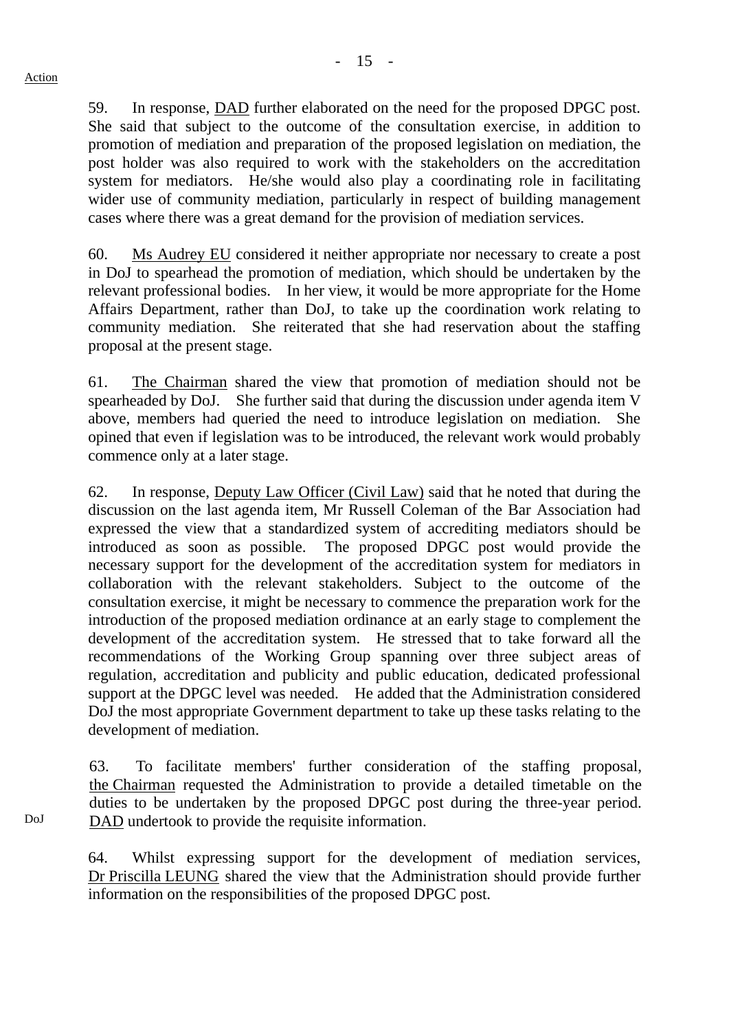Action

59. In response, DAD further elaborated on the need for the proposed DPGC post. She said that subject to the outcome of the consultation exercise, in addition to promotion of mediation and preparation of the proposed legislation on mediation, the post holder was also required to work with the stakeholders on the accreditation system for mediators. He/she would also play a coordinating role in facilitating wider use of community mediation, particularly in respect of building management cases where there was a great demand for the provision of mediation services.

60. Ms Audrey EU considered it neither appropriate nor necessary to create a post in DoJ to spearhead the promotion of mediation, which should be undertaken by the relevant professional bodies. In her view, it would be more appropriate for the Home Affairs Department, rather than DoJ, to take up the coordination work relating to community mediation. She reiterated that she had reservation about the staffing proposal at the present stage.

61. The Chairman shared the view that promotion of mediation should not be spearheaded by DoJ. She further said that during the discussion under agenda item V above, members had queried the need to introduce legislation on mediation. She opined that even if legislation was to be introduced, the relevant work would probably commence only at a later stage.

62. In response, Deputy Law Officer (Civil Law) said that he noted that during the discussion on the last agenda item, Mr Russell Coleman of the Bar Association had expressed the view that a standardized system of accrediting mediators should be introduced as soon as possible. The proposed DPGC post would provide the necessary support for the development of the accreditation system for mediators in collaboration with the relevant stakeholders. Subject to the outcome of the consultation exercise, it might be necessary to commence the preparation work for the introduction of the proposed mediation ordinance at an early stage to complement the development of the accreditation system. He stressed that to take forward all the recommendations of the Working Group spanning over three subject areas of regulation, accreditation and publicity and public education, dedicated professional support at the DPGC level was needed. He added that the Administration considered DoJ the most appropriate Government department to take up these tasks relating to the development of mediation.

63. To facilitate members' further consideration of the staffing proposal, the Chairman requested the Administration to provide a detailed timetable on the duties to be undertaken by the proposed DPGC post during the three-year period. DAD undertook to provide the requisite information.

DoJ

64. Whilst expressing support for the development of mediation services, Dr Priscilla LEUNG shared the view that the Administration should provide further information on the responsibilities of the proposed DPGC post.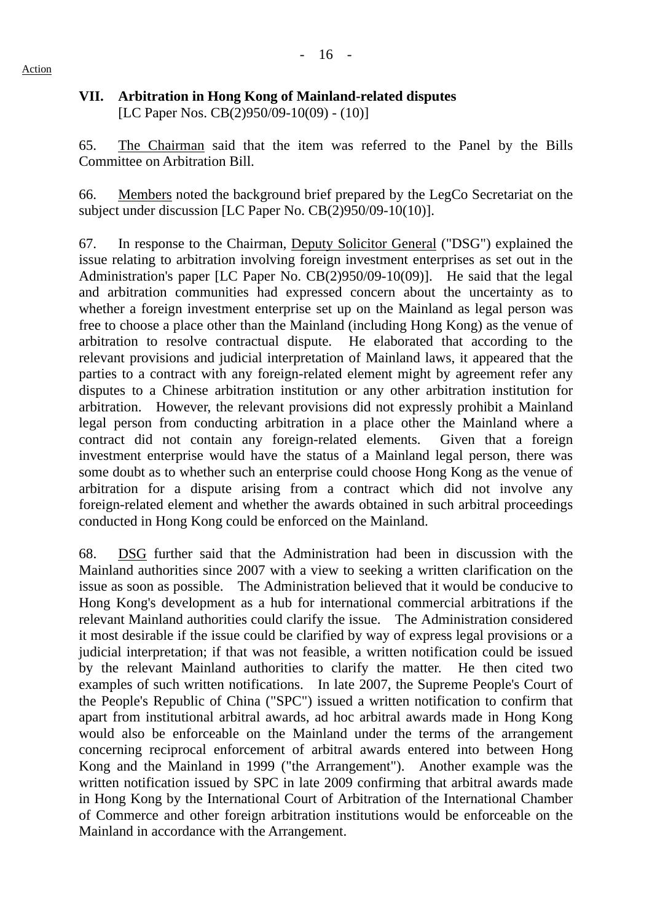Action

### VII. Arbitration in Hong Kong of Mainland-related disputes

[LC Paper Nos. CB(2)950/09-10(09) - (10)]

65. The Chairman said that the item was referred to the Panel by the Bills Committee on Arbitration Bill.

66. Members noted the background brief prepared by the LegCo Secretariat on the subject under discussion [LC Paper No. CB(2)950/09-10(10)].

67. In response to the Chairman, Deputy Solicitor General ("DSG") explained the issue relating to arbitration involving foreign investment enterprises as set out in the Administration's paper [LC Paper No. CB(2)950/09-10(09)]. He said that the legal and arbitration communities had expressed concern about the uncertainty as to whether a foreign investment enterprise set up on the Mainland as legal person was free to choose a place other than the Mainland (including Hong Kong) as the venue of arbitration to resolve contractual dispute. He elaborated that according to the relevant provisions and judicial interpretation of Mainland laws, it appeared that the parties to a contract with any foreign-related element might by agreement refer any disputes to a Chinese arbitration institution or any other arbitration institution for arbitration. However, the relevant provisions did not expressly prohibit a Mainland legal person from conducting arbitration in a place other the Mainland where a contract did not contain any foreign-related elements. Given that a foreign investment enterprise would have the status of a Mainland legal person, there was some doubt as to whether such an enterprise could choose Hong Kong as the venue of arbitration for a dispute arising from a contract which did not involve any foreign-related element and whether the awards obtained in such arbitral proceedings conducted in Hong Kong could be enforced on the Mainland.

68. DSG further said that the Administration had been in discussion with the Mainland authorities since 2007 with a view to seeking a written clarification on the issue as soon as possible. The Administration believed that it would be conducive to Hong Kong's development as a hub for international commercial arbitrations if the relevant Mainland authorities could clarify the issue. The Administration considered it most desirable if the issue could be clarified by way of express legal provisions or a judicial interpretation; if that was not feasible, a written notification could be issued by the relevant Mainland authorities to clarify the matter. He then cited two examples of such written notifications. In late 2007, the Supreme People's Court of the People's Republic of China ("SPC") issued a written notification to confirm that apart from institutional arbitral awards, ad hoc arbitral awards made in Hong Kong would also be enforceable on the Mainland under the terms of the arrangement concerning reciprocal enforcement of arbitral awards entered into between Hong Kong and the Mainland in 1999 ("the Arrangement"). Another example was the written notification issued by SPC in late 2009 confirming that arbitral awards made in Hong Kong by the International Court of Arbitration of the International Chamber of Commerce and other foreign arbitration institutions would be enforceable on the Mainland in accordance with the Arrangement.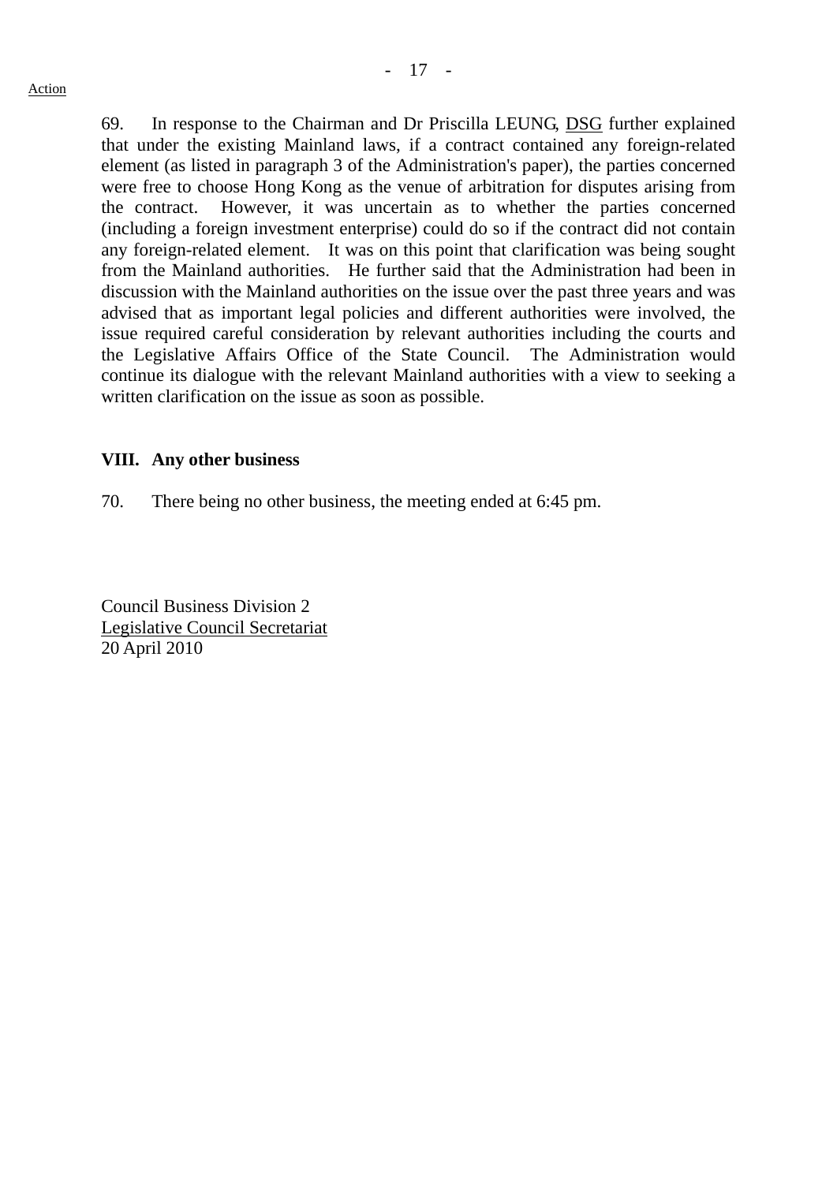Action

69. In response to the Chairman and Dr Priscilla LEUNG, DSG further explained that under the existing Mainland laws, if a contract contained any foreign-related element (as listed in paragraph 3 of the Administration's paper), the parties concerned were free to choose Hong Kong as the venue of arbitration for disputes arising from the contract. However, it was uncertain as to whether the parties concerned (including a foreign investment enterprise) could do so if the contract did not contain any foreign-related element. It was on this point that clarification was being sought from the Mainland authorities. He further said that the Administration had been in discussion with the Mainland authorities on the issue over the past three years and was advised that as important legal policies and different authorities were involved, the issue required careful consideration by relevant authorities including the courts and the Legislative Affairs Office of the State Council. The Administration would continue its dialogue with the relevant Mainland authorities with a view to seeking a written clarification on the issue as soon as possible.

**VIII. Any other business**

70. There being no other business, the meeting ended at 6:45 pm.

Council Business Division 2
Legislative Council Secretariat
20 April 2010